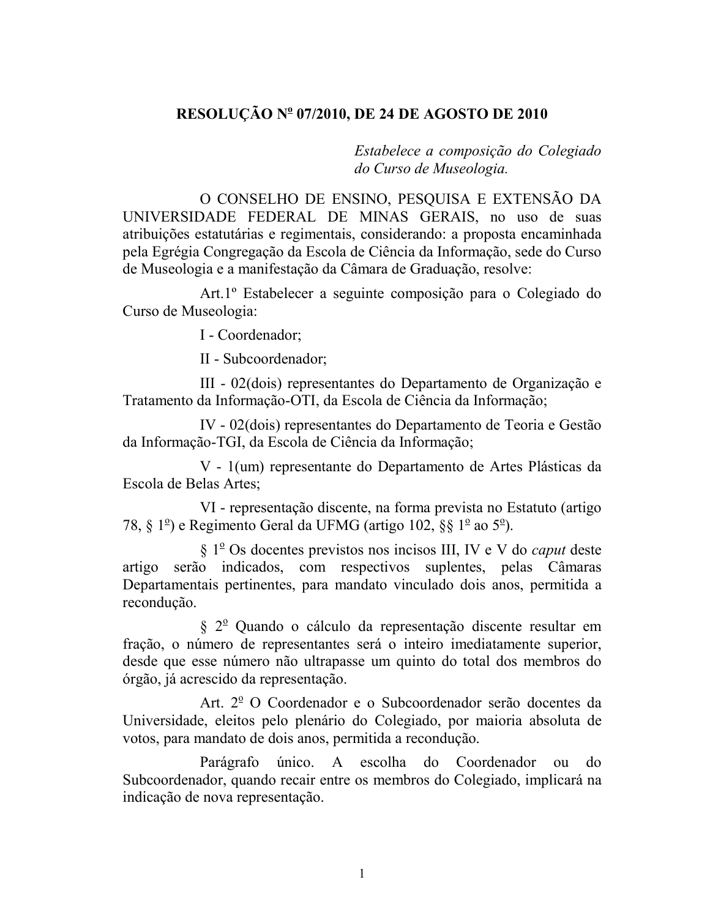**RESOLUÇÃO Nº 07/2010, DE 24 DE AGOSTO DE 2010**

*Estabelece a composição do Colegiado do Curso de Museologia.*

O CONSELHO DE ENSINO, PESQUISA E EXTENSÃO DA UNIVERSIDADE FEDERAL DE MINAS GERAIS, no uso de suas atribuições estatutárias e regimentais, considerando: a proposta encaminhada pela Egrégia Congregação da Escola de Ciência da Informação, sede do Curso de Museologia e a manifestação da Câmara de Graduação, resolve:

Art.1º Estabelecer a seguinte composição para o Colegiado do Curso de Museologia:

I - Coordenador;

II - Subcoordenador;

III - 02(dois) representantes do Departamento de Organização e Tratamento da Informação-OTI, da Escola de Ciência da Informação;

IV - 02(dois) representantes do Departamento de Teoria e Gestão da Informação-TGI, da Escola de Ciência da Informação;

V - 1(um) representante do Departamento de Artes Plásticas da Escola de Belas Artes;

VI - representação discente, na forma prevista no Estatuto (artigo 78, § 1º) e Regimento Geral da UFMG (artigo 102, §§ 1º ao 5º).

§ 1º Os docentes previstos nos incisos III, IV e V do *caput* deste artigo serão indicados, com respectivos suplentes, pelas Câmaras Departamentais pertinentes, para mandato vinculado dois anos, permitida a recondução.

§ 2º Quando o cálculo da representação discente resultar em fração, o número de representantes será o inteiro imediatamente superior, desde que esse número não ultrapasse um quinto do total dos membros do órgão, já acrescido da representação.

Art. 2º O Coordenador e o Subcoordenador serão docentes da Universidade, eleitos pelo plenário do Colegiado, por maioria absoluta de votos, para mandato de dois anos, permitida a recondução.

Parágrafo único. A escolha do Coordenador ou do Subcoordenador, quando recair entre os membros do Colegiado, implicará na indicação de nova representação.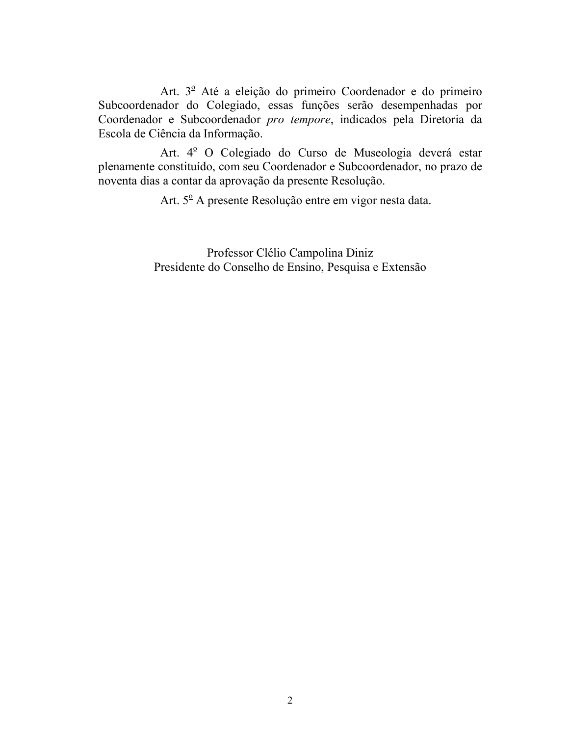Art. 3º Até a eleição do primeiro Coordenador e do primeiro Subcoordenador do Colegiado, essas funções serão desempenhadas por Coordenador e Subcoordenador *pro tempore*, indicados pela Diretoria da Escola de Ciência da Informação.

Art. 4º O Colegiado do Curso de Museologia deverá estar plenamente constituído, com seu Coordenador e Subcoordenador, no prazo de noventa dias a contar da aprovação da presente Resolução.

Art. 5º A presente Resolução entre em vigor nesta data.

Professor Clélio Campolina Diniz
Presidente do Conselho de Ensino, Pesquisa e Extensão